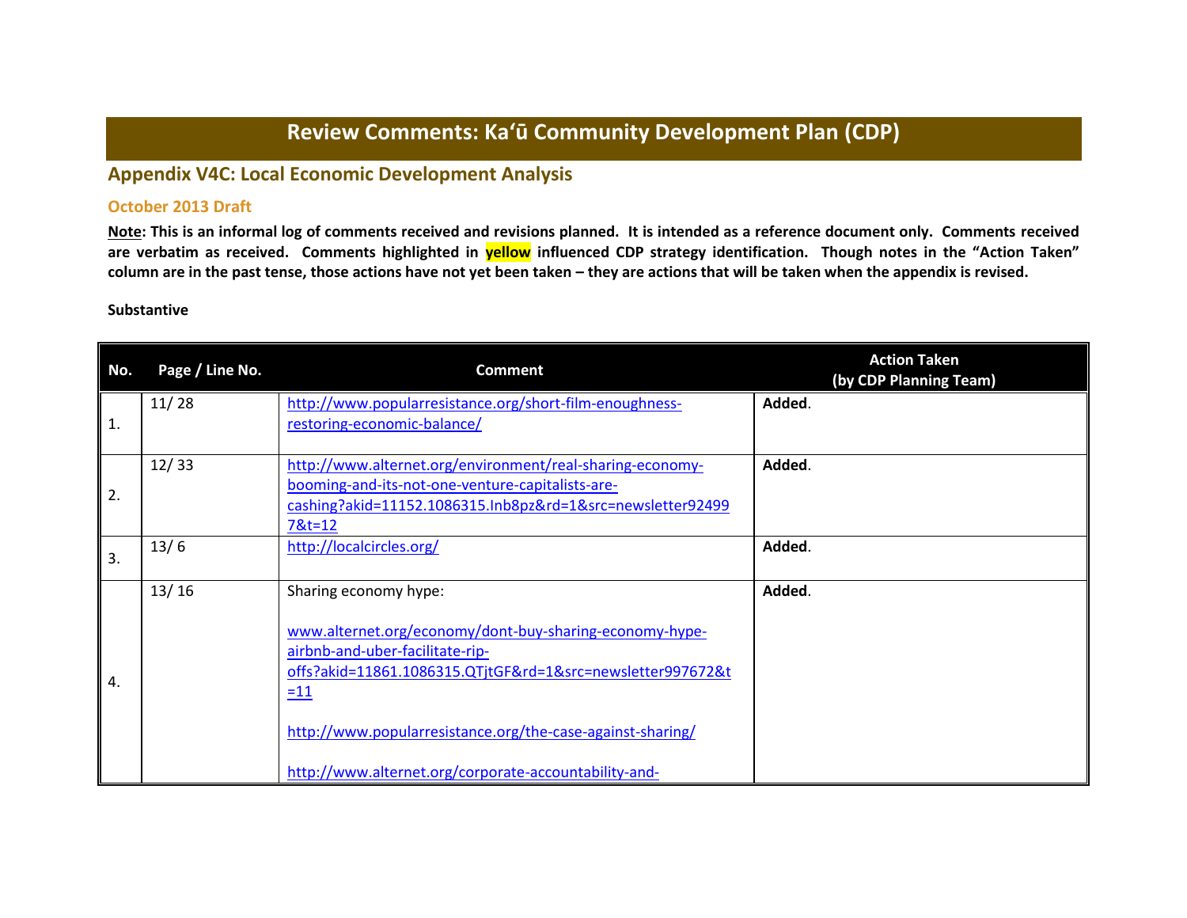# Review Comments: Ka'ū Community Development Plan (CDP)

## Appendix V4C: Local Economic Development Analysis

### October 2013 Draft

**Note: This is an informal log of comments received and revisions planned. It is intended as a reference document only. Comments received are verbatim as received. Comments highlighted in yellow influenced CDP strategy identification. Though notes in the "Action Taken" column are in the past tense, those actions have not yet been taken – they are actions that will be taken when the appendix is revised.**

**Substantive**

| No. | Page / Line No. | Comment | Action Taken (by CDP Planning Team) |
|---|---|---|---|
| 1. | 11/ 28 | http://www.popularresistance.org/short-film-enoughness-restoring-economic-balance/ | **Added**. |
| 2. | 12/ 33 | http://www.alternet.org/environment/real-sharing-economy-booming-and-its-not-one-venture-capitalists-are-cashing?akid=11152.1086315.Inb8pz&rd=1&src=newsletter924997&t=12 | **Added**. |
| 3. | 13/ 6 | http://localcircles.org/ | **Added**. |
| 4. | 13/ 16 | Sharing economy hype:<br><br>www.alternet.org/economy/dont-buy-sharing-economy-hype-airbnb-and-uber-facilitate-rip-offs?akid=11861.1086315.QTjtGF&rd=1&src=newsletter997672&t=11<br><br>http://www.popularresistance.org/the-case-against-sharing/<br><br>http://www.alternet.org/corporate-accountability-and- | **Added**. |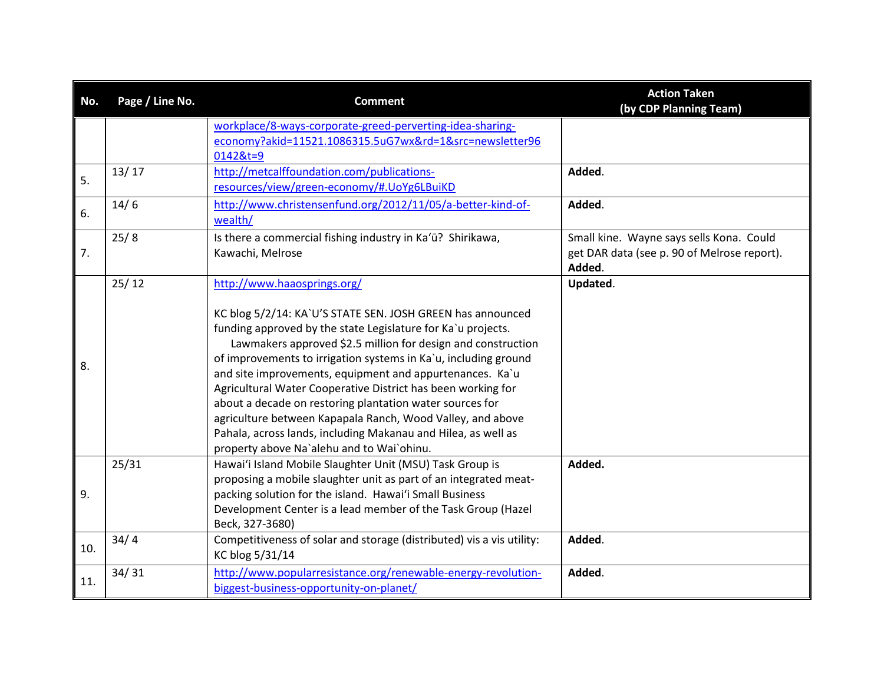| No. | Page / Line No. | Comment | Action Taken (by CDP Planning Team) |
|---|---|---|---|
| | | workplace/8-ways-corporate-greed-perverting-idea-sharing-economy?akid=11521.1086315.5uG7wx&rd=1&src=newsletter960142&t=9 | |
| 5. | 13/ 17 | http://metcalffoundation.com/publications-resources/view/green-economy/#.UoYg6LBuiKD | **Added**. |
| 6. | 14/ 6 | http://www.christensenfund.org/2012/11/05/a-better-kind-of-wealth/ | **Added**. |
| 7. | 25/ 8 | Is there a commercial fishing industry in Ka'ū? Shirikawa, Kawachi, Melrose | Small kine. Wayne says sells Kona. Could get DAR data (see p. 90 of Melrose report). **Added**. |
| 8. | 25/ 12 | http://www.haaosprings.org/<br><br>KC blog 5/2/14: KA`U'S STATE SEN. JOSH GREEN has announced funding approved by the state Legislature for Ka`u projects.<br>Lawmakers approved $2.5 million for design and construction of improvements to irrigation systems in Ka`u, including ground and site improvements, equipment and appurtenances. Ka`u Agricultural Water Cooperative District has been working for about a decade on restoring plantation water sources for agriculture between Kapapala Ranch, Wood Valley, and above Pahala, across lands, including Makanau and Hilea, as well as property above Na`alehu and to Wai`ohinu. | **Updated**. |
| 9. | 25/31 | Hawai'i Island Mobile Slaughter Unit (MSU) Task Group is proposing a mobile slaughter unit as part of an integrated meat-packing solution for the island. Hawai'i Small Business Development Center is a lead member of the Task Group (Hazel Beck, 327-3680) | **Added.** |
| 10. | 34/ 4 | Competitiveness of solar and storage (distributed) vis a vis utility: KC blog 5/31/14 | **Added**. |
| 11. | 34/ 31 | http://www.popularresistance.org/renewable-energy-revolution-biggest-business-opportunity-on-planet/ | **Added**. |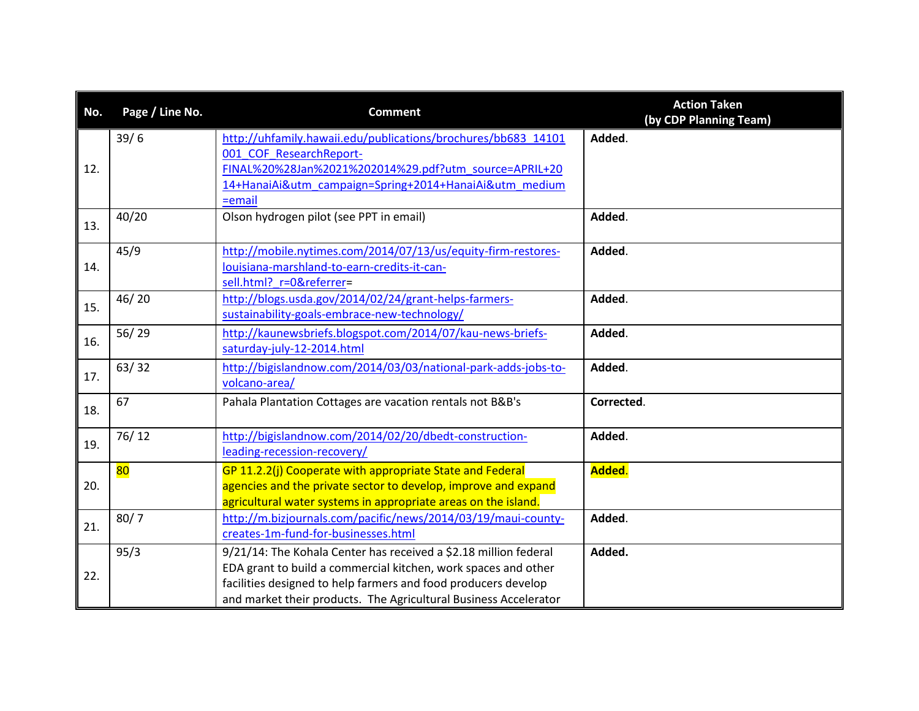| No. | Page / Line No. | Comment | Action Taken (by CDP Planning Team) |
|---|---|---|---|
| 12. | 39/ 6 | http://uhfamily.hawaii.edu/publications/brochures/bb683_14101001_COF_ResearchReport-FINAL%20%28Jan%2021%202014%29.pdf?utm_source=APRIL+2014+HanaiAi&utm_campaign=Spring+2014+HanaiAi&utm_medium=email | **Added**. |
| 13. | 40/20 | Olson hydrogen pilot (see PPT in email) | **Added**. |
| 14. | 45/9 | http://mobile.nytimes.com/2014/07/13/us/equity-firm-restores-louisiana-marshland-to-earn-credits-it-can-sell.html?_r=0&referrer= | **Added**. |
| 15. | 46/ 20 | http://blogs.usda.gov/2014/02/24/grant-helps-farmers-sustainability-goals-embrace-new-technology/ | **Added**. |
| 16. | 56/ 29 | http://kaunewsbriefs.blogspot.com/2014/07/kau-news-briefs-saturday-july-12-2014.html | **Added**. |
| 17. | 63/ 32 | http://bigislandnow.com/2014/03/03/national-park-adds-jobs-to-volcano-area/ | **Added**. |
| 18. | 67 | Pahala Plantation Cottages are vacation rentals not B&B's | **Corrected**. |
| 19. | 76/ 12 | http://bigislandnow.com/2014/02/20/dbedt-construction-leading-recession-recovery/ | **Added**. |
| 20. | 80 | GP 11.2.2(j) Cooperate with appropriate State and Federal agencies and the private sector to develop, improve and expand agricultural water systems in appropriate areas on the island. | **Added**. |
| 21. | 80/ 7 | http://m.bizjournals.com/pacific/news/2014/03/19/maui-county-creates-1m-fund-for-businesses.html | **Added**. |
| 22. | 95/3 | 9/21/14: The Kohala Center has received a $2.18 million federal EDA grant to build a commercial kitchen, work spaces and other facilities designed to help farmers and food producers develop and market their products. The Agricultural Business Accelerator | **Added.** |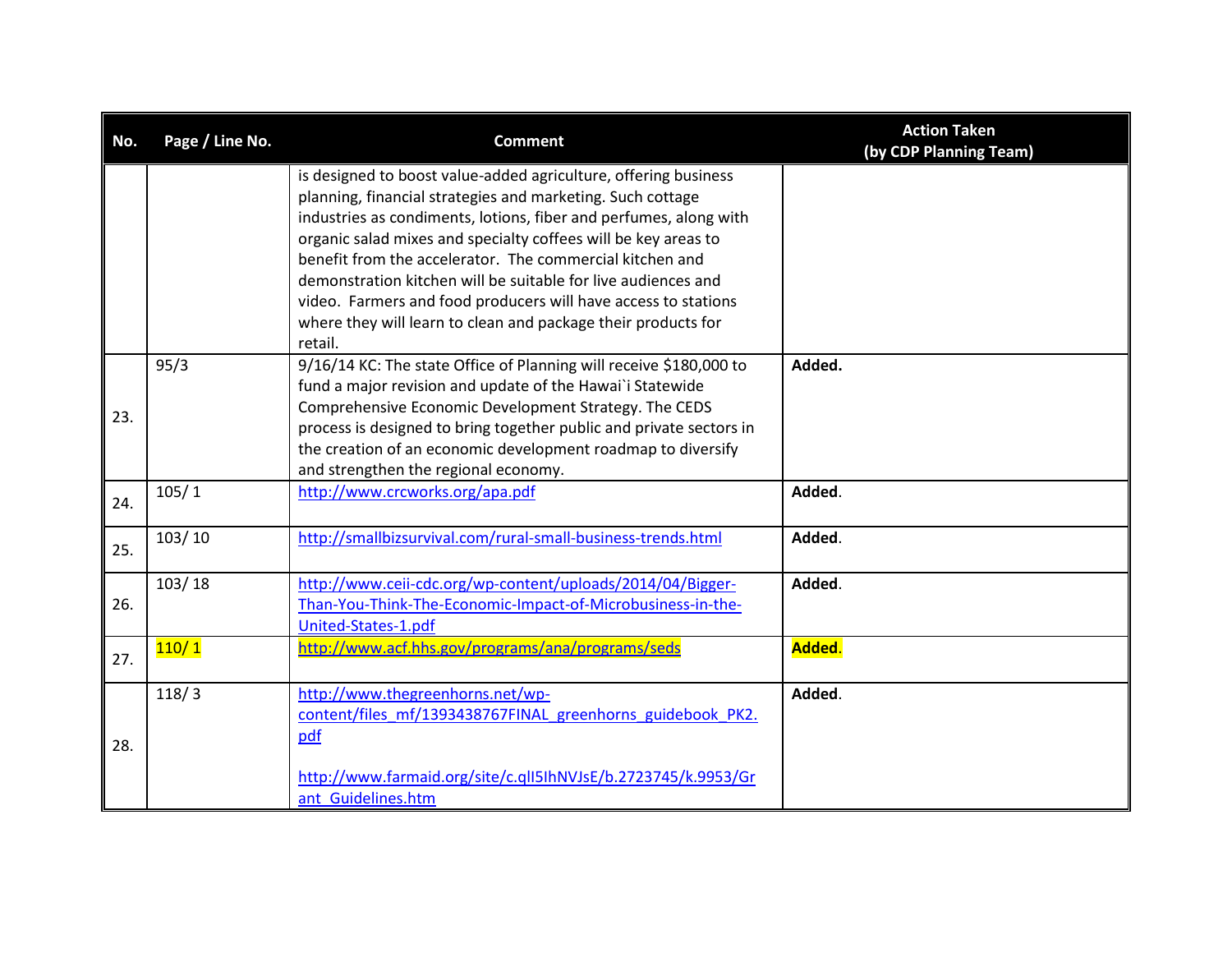| No. | Page / Line No. | Comment | Action Taken (by CDP Planning Team) |
|---|---|---|---|
| | | is designed to boost value-added agriculture, offering business planning, financial strategies and marketing. Such cottage industries as condiments, lotions, fiber and perfumes, along with organic salad mixes and specialty coffees will be key areas to benefit from the accelerator. The commercial kitchen and demonstration kitchen will be suitable for live audiences and video. Farmers and food producers will have access to stations where they will learn to clean and package their products for retail. | |
| 23. | 95/3 | 9/16/14 KC: The state Office of Planning will receive $180,000 to fund a major revision and update of the Hawai`i Statewide Comprehensive Economic Development Strategy. The CEDS process is designed to bring together public and private sectors in the creation of an economic development roadmap to diversify and strengthen the regional economy. | **Added.** |
| 24. | 105/ 1 | http://www.crcworks.org/apa.pdf | **Added**. |
| 25. | 103/ 10 | http://smallbizsurvival.com/rural-small-business-trends.html | **Added**. |
| 26. | 103/ 18 | http://www.ceii-cdc.org/wp-content/uploads/2014/04/Bigger-Than-You-Think-The-Economic-Impact-of-Microbusiness-in-the-United-States-1.pdf | **Added**. |
| 27. | 110/ 1 | http://www.acf.hhs.gov/programs/ana/programs/seds | **Added**. |
| 28. | 118/ 3 | http://www.thegreenhorns.net/wp-content/files_mf/1393438767FINAL_greenhorns_guidebook_PK2.pdf<br><br>http://www.farmaid.org/site/c.qlI5IhNVJsE/b.2723745/k.9953/Grant_Guidelines.htm | **Added**. |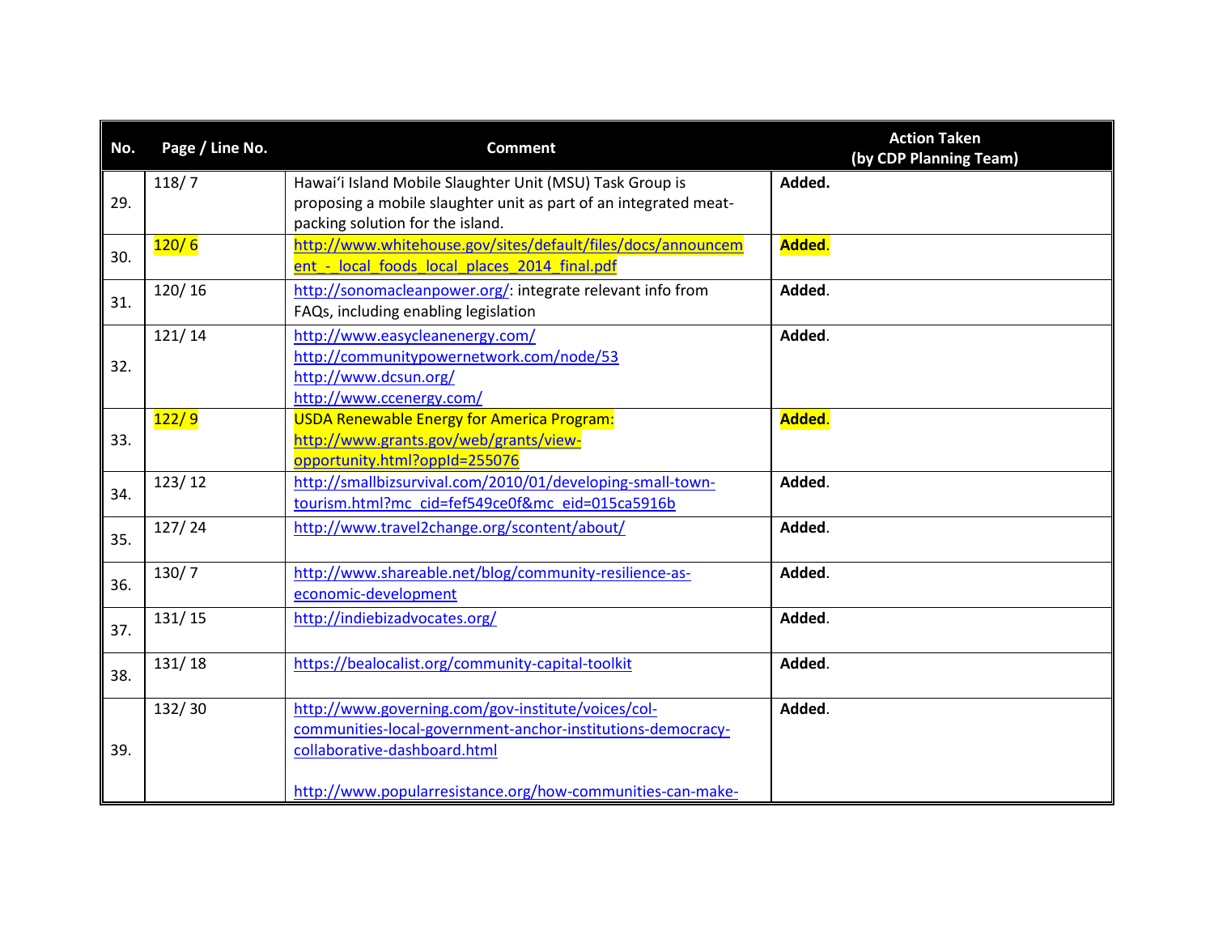| No. | Page / Line No. | Comment | Action Taken (by CDP Planning Team) |
|---|---|---|---|
| 29. | 118/ 7 | Hawaiʻi Island Mobile Slaughter Unit (MSU) Task Group is proposing a mobile slaughter unit as part of an integrated meat-packing solution for the island. | **Added.** |
| 30. | 120/ 6 | http://www.whitehouse.gov/sites/default/files/docs/announcement_-_local_foods_local_places_2014_final.pdf | **Added**. |
| 31. | 120/ 16 | http://sonomacleanpower.org/: integrate relevant info from FAQs, including enabling legislation | **Added**. |
| 32. | 121/ 14 | http://www.easycleanenergy.com/ http://communitypowernetwork.com/node/53 http://www.dcsun.org/ http://www.ccenergy.com/ | **Added**. |
| 33. | 122/ 9 | USDA Renewable Energy for America Program: http://www.grants.gov/web/grants/view-opportunity.html?oppId=255076 | **Added**. |
| 34. | 123/ 12 | http://smallbizsurvival.com/2010/01/developing-small-town-tourism.html?mc_cid=fef549ce0f&mc_eid=015ca5916b | **Added**. |
| 35. | 127/ 24 | http://www.travel2change.org/scontent/about/ | **Added**. |
| 36. | 130/ 7 | http://www.shareable.net/blog/community-resilience-as-economic-development | **Added**. |
| 37. | 131/ 15 | http://indiebizadvocates.org/ | **Added**. |
| 38. | 131/ 18 | https://bealocalist.org/community-capital-toolkit | **Added**. |
| 39. | 132/ 30 | http://www.governing.com/gov-institute/voices/col-communities-local-government-anchor-institutions-democracy-collaborative-dashboard.html <br><br> http://www.popularresistance.org/how-communities-can-make- | **Added**. |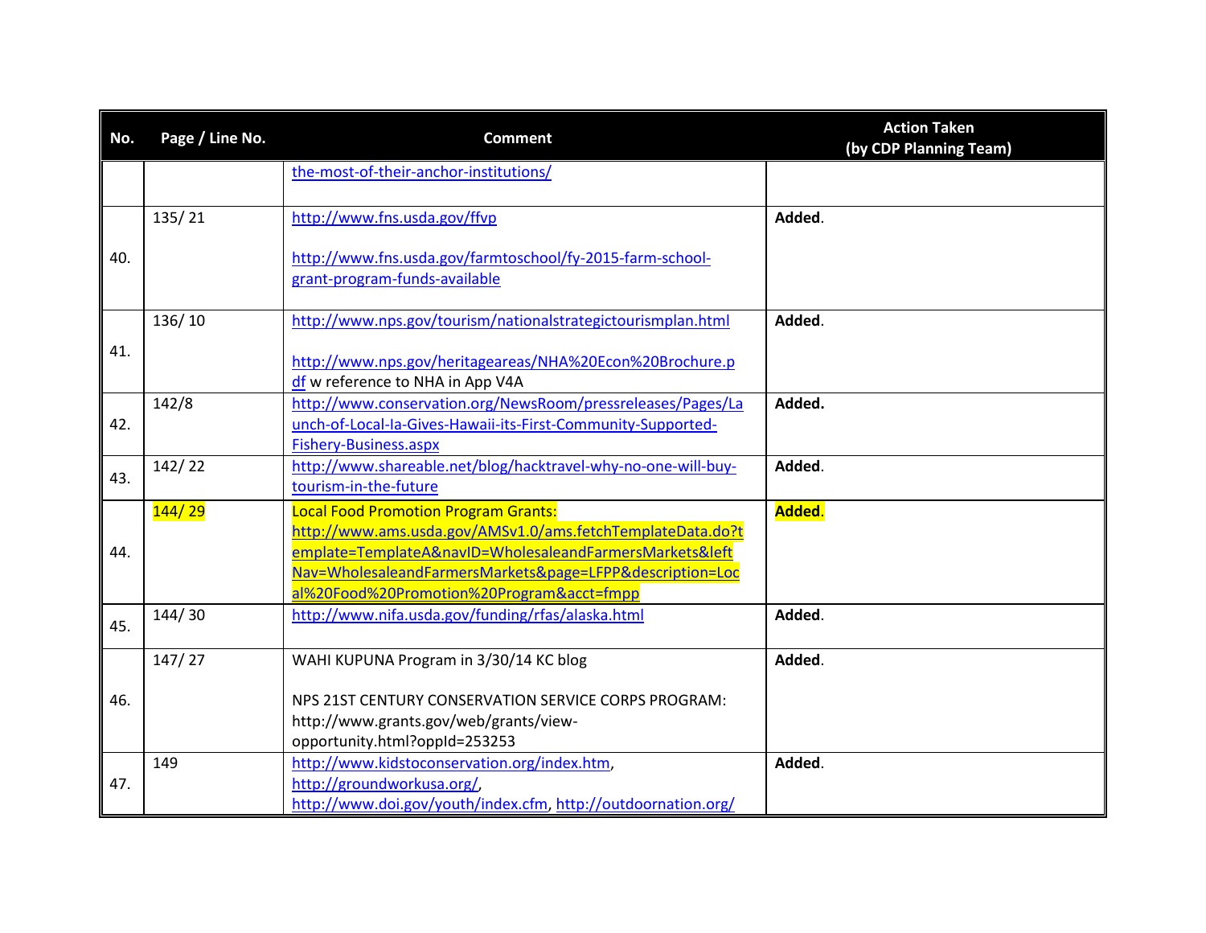| No. | Page / Line No. | Comment | Action Taken (by CDP Planning Team) |
|---|---|---|---|
| | | the-most-of-their-anchor-institutions/ | |
| 40. | 135/ 21 | http://www.fns.usda.gov/ffvp<br><br>http://www.fns.usda.gov/farmtoschool/fy-2015-farm-school-grant-program-funds-available | **Added**. |
| 41. | 136/ 10 | http://www.nps.gov/tourism/nationalstrategictourismplan.html<br><br>http://www.nps.gov/heritageareas/NHA%20Econ%20Brochure.pdf w reference to NHA in App V4A | **Added**. |
| 42. | 142/8 | http://www.conservation.org/NewsRoom/pressreleases/Pages/Launch-of-Local-Ia-Gives-Hawaii-its-First-Community-Supported-Fishery-Business.aspx | **Added.** |
| 43. | 142/ 22 | http://www.shareable.net/blog/hacktravel-why-no-one-will-buy-tourism-in-the-future | **Added**. |
| 44. | 144/ 29 | Local Food Promotion Program Grants: http://www.ams.usda.gov/AMSv1.0/ams.fetchTemplateData.do?template=TemplateA&navID=WholesaleandFarmersMarkets&leftNav=WholesaleandFarmersMarkets&page=LFPP&description=Local%20Food%20Promotion%20Program&acct=fmpp | **Added**. |
| 45. | 144/ 30 | http://www.nifa.usda.gov/funding/rfas/alaska.html | **Added**. |
| 46. | 147/ 27 | WAHI KUPUNA Program in 3/30/14 KC blog<br><br>NPS 21ST CENTURY CONSERVATION SERVICE CORPS PROGRAM: http://www.grants.gov/web/grants/view-opportunity.html?oppId=253253 | **Added**. |
| 47. | 149 | http://www.kidstoconservation.org/index.htm, http://groundworkusa.org/, http://www.doi.gov/youth/index.cfm, http://outdoornation.org/ | **Added**. |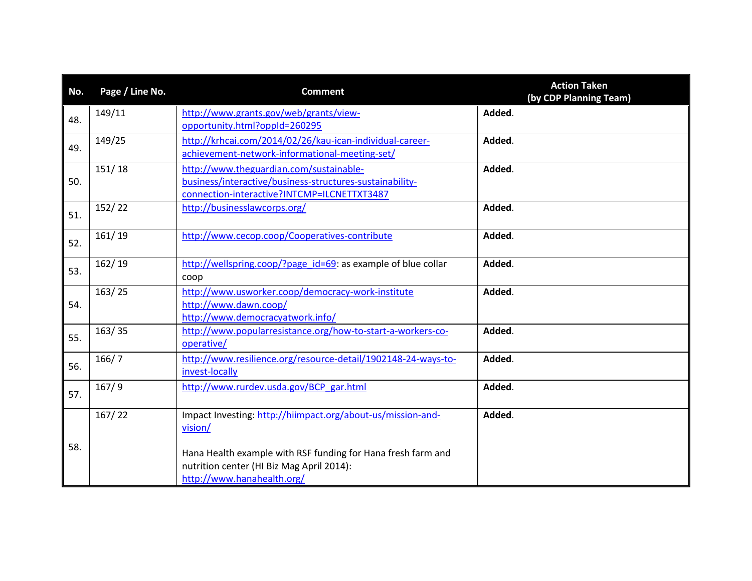| No. | Page / Line No. | Comment | Action Taken (by CDP Planning Team) |
|---|---|---|---|
| 48. | 149/11 | http://www.grants.gov/web/grants/view-opportunity.html?oppId=260295 | **Added**. |
| 49. | 149/25 | http://krhcai.com/2014/02/26/kau-ican-individual-career-achievement-network-informational-meeting-set/ | **Added**. |
| 50. | 151/ 18 | http://www.theguardian.com/sustainable-business/interactive/business-structures-sustainability-connection-interactive?INTCMP=ILCNETTXT3487 | **Added**. |
| 51. | 152/ 22 | http://businesslawcorps.org/ | **Added**. |
| 52. | 161/ 19 | http://www.cecop.coop/Cooperatives-contribute | **Added**. |
| 53. | 162/ 19 | http://wellspring.coop/?page_id=69: as example of blue collar coop | **Added**. |
| 54. | 163/ 25 | http://www.usworker.coop/democracy-work-institute<br>http://www.dawn.coop/<br>http://www.democracyatwork.info/ | **Added**. |
| 55. | 163/ 35 | http://www.popularresistance.org/how-to-start-a-workers-co-operative/ | **Added**. |
| 56. | 166/ 7 | http://www.resilience.org/resource-detail/1902148-24-ways-to-invest-locally | **Added**. |
| 57. | 167/ 9 | http://www.rurdev.usda.gov/BCP_gar.html | **Added**. |
| 58. | 167/ 22 | Impact Investing: http://hiimpact.org/about-us/mission-and-vision/<br><br>Hana Health example with RSF funding for Hana fresh farm and nutrition center (HI Biz Mag April 2014): http://www.hanahealth.org/ | **Added**. |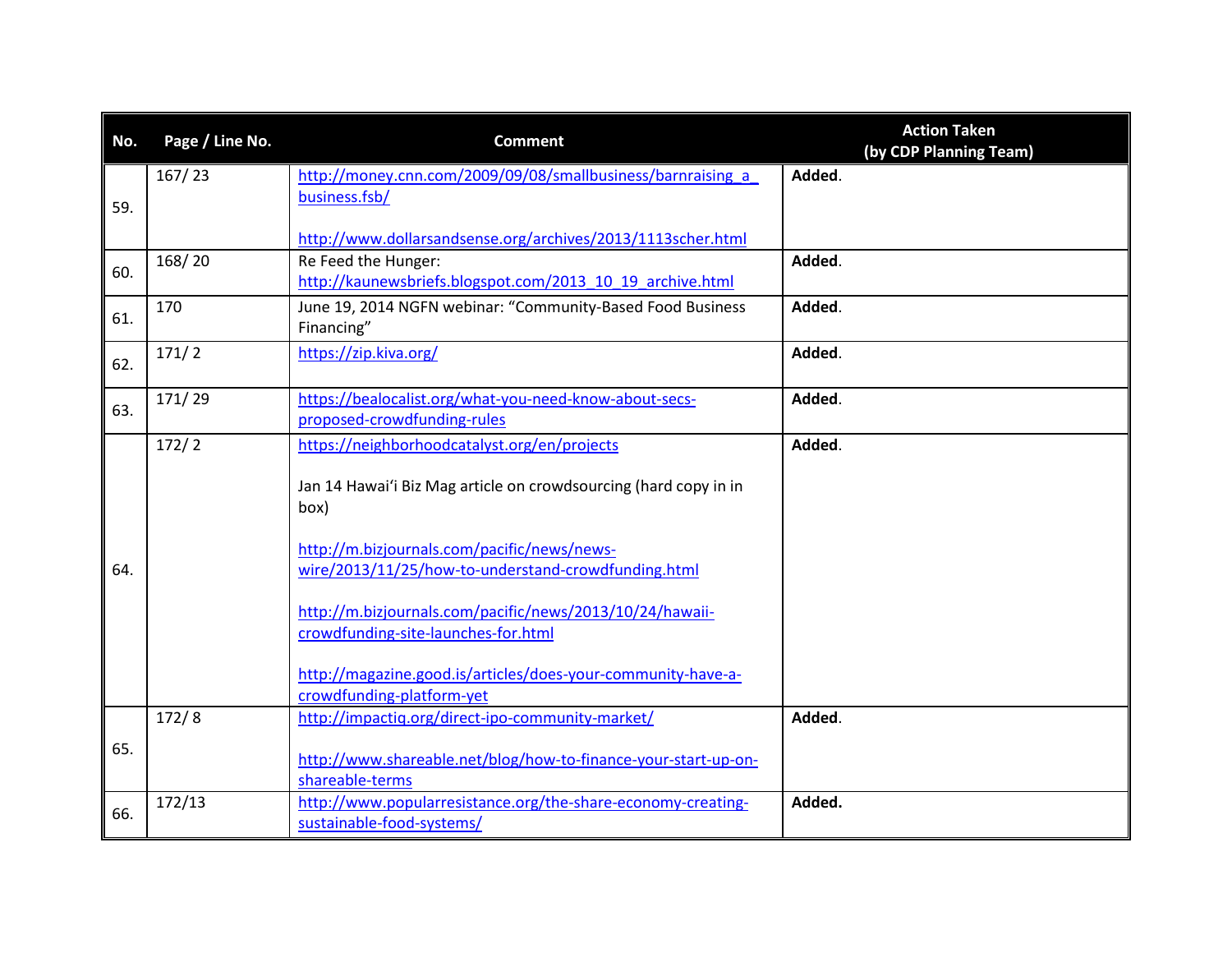| No. | Page / Line No. | Comment | Action Taken (by CDP Planning Team) |
|---|---|---|---|
| 59. | 167/ 23 | http://money.cnn.com/2009/09/08/smallbusiness/barnraising_a_business.fsb/ <br><br> http://www.dollarsandsense.org/archives/2013/1113scher.html | **Added**. |
| 60. | 168/ 20 | Re Feed the Hunger: http://kaunewsbriefs.blogspot.com/2013_10_19_archive.html | **Added**. |
| 61. | 170 | June 19, 2014 NGFN webinar: "Community-Based Food Business Financing" | **Added**. |
| 62. | 171/ 2 | https://zip.kiva.org/ | **Added**. |
| 63. | 171/ 29 | https://bealocalist.org/what-you-need-know-about-secs-proposed-crowdfunding-rules | **Added**. |
| 64. | 172/ 2 | https://neighborhoodcatalyst.org/en/projects <br><br> Jan 14 Hawai'i Biz Mag article on crowdsourcing (hard copy in in box) <br><br> http://m.bizjournals.com/pacific/news/news-wire/2013/11/25/how-to-understand-crowdfunding.html <br><br> http://m.bizjournals.com/pacific/news/2013/10/24/hawaii-crowdfunding-site-launches-for.html <br><br> http://magazine.good.is/articles/does-your-community-have-a-crowdfunding-platform-yet | **Added**. |
| 65. | 172/ 8 | http://impactiq.org/direct-ipo-community-market/ <br><br> http://www.shareable.net/blog/how-to-finance-your-start-up-on-shareable-terms | **Added**. |
| 66. | 172/13 | http://www.popularresistance.org/the-share-economy-creating-sustainable-food-systems/ | **Added.** |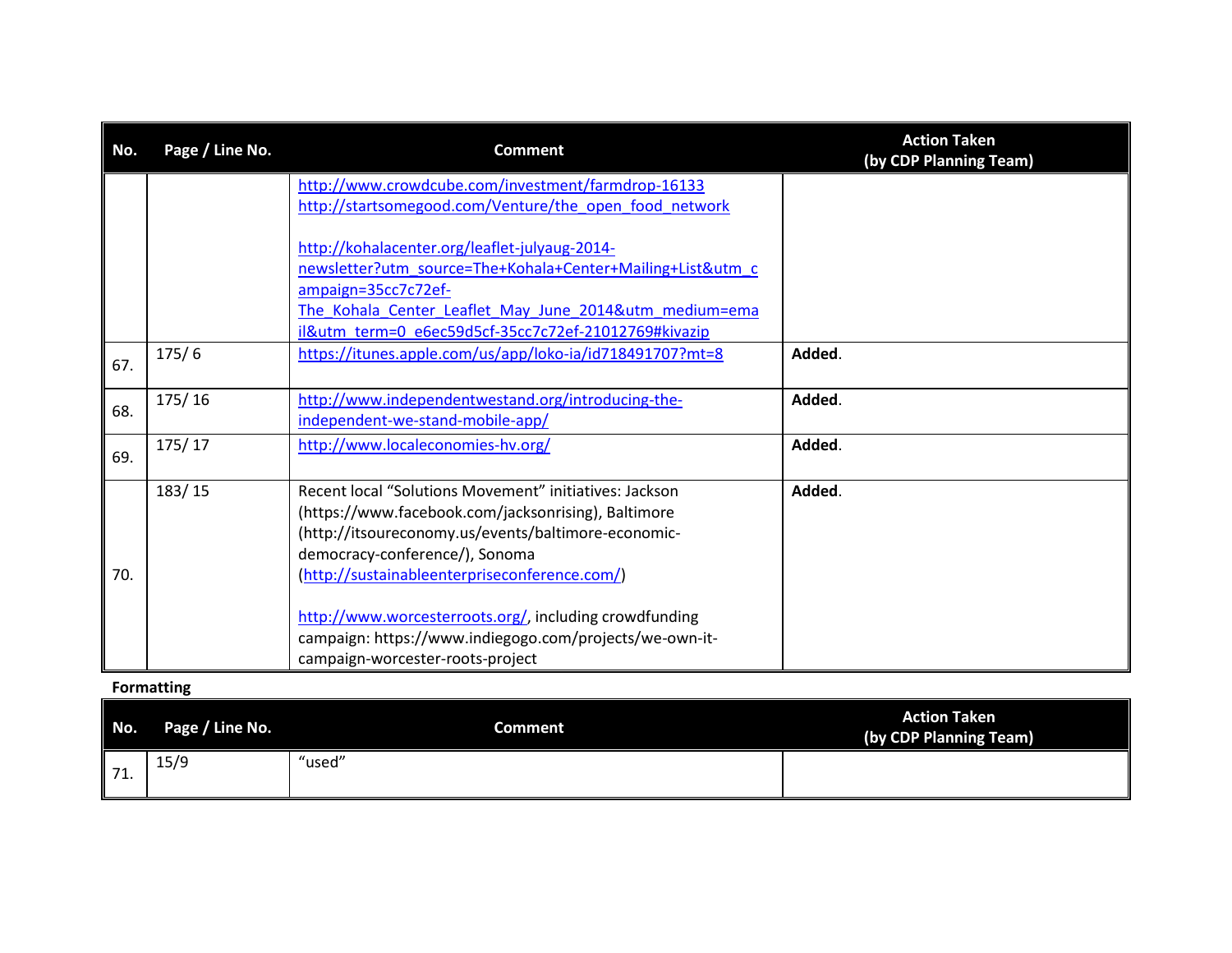| No. | Page / Line No. | Comment | Action Taken (by CDP Planning Team) |
|---|---|---|---|
| | | http://www.crowdcube.com/investment/farmdrop-16133 http://startsomegood.com/Venture/the_open_food_network <br><br> http://kohalacenter.org/leaflet-julyaug-2014-newsletter?utm_source=The+Kohala+Center+Mailing+List&utm_campaign=35cc7c72ef-The_Kohala_Center_Leaflet_May_June_2014&utm_medium=email&utm_term=0_e6ec59d5cf-35cc7c72ef-21012769#kivazip | |
| 67. | 175/ 6 | https://itunes.apple.com/us/app/loko-ia/id718491707?mt=8 | **Added**. |
| 68. | 175/ 16 | http://www.independentwestand.org/introducing-the-independent-we-stand-mobile-app/ | **Added**. |
| 69. | 175/ 17 | http://www.localeconomies-hv.org/ | **Added**. |
| 70. | 183/ 15 | Recent local "Solutions Movement" initiatives: Jackson (https://www.facebook.com/jacksonrising), Baltimore (http://itsoureconomy.us/events/baltimore-economic-democracy-conference/), Sonoma (http://sustainableenterpriseconference.com/) <br><br> http://www.worcesterroots.org/, including crowdfunding campaign: https://www.indiegogo.com/projects/we-own-it-campaign-worcester-roots-project | **Added**. |

**Formatting**

| No. | Page / Line No. | Comment | Action Taken (by CDP Planning Team) |
|---|---|---|---|
| 71. | 15/9 | "used" | |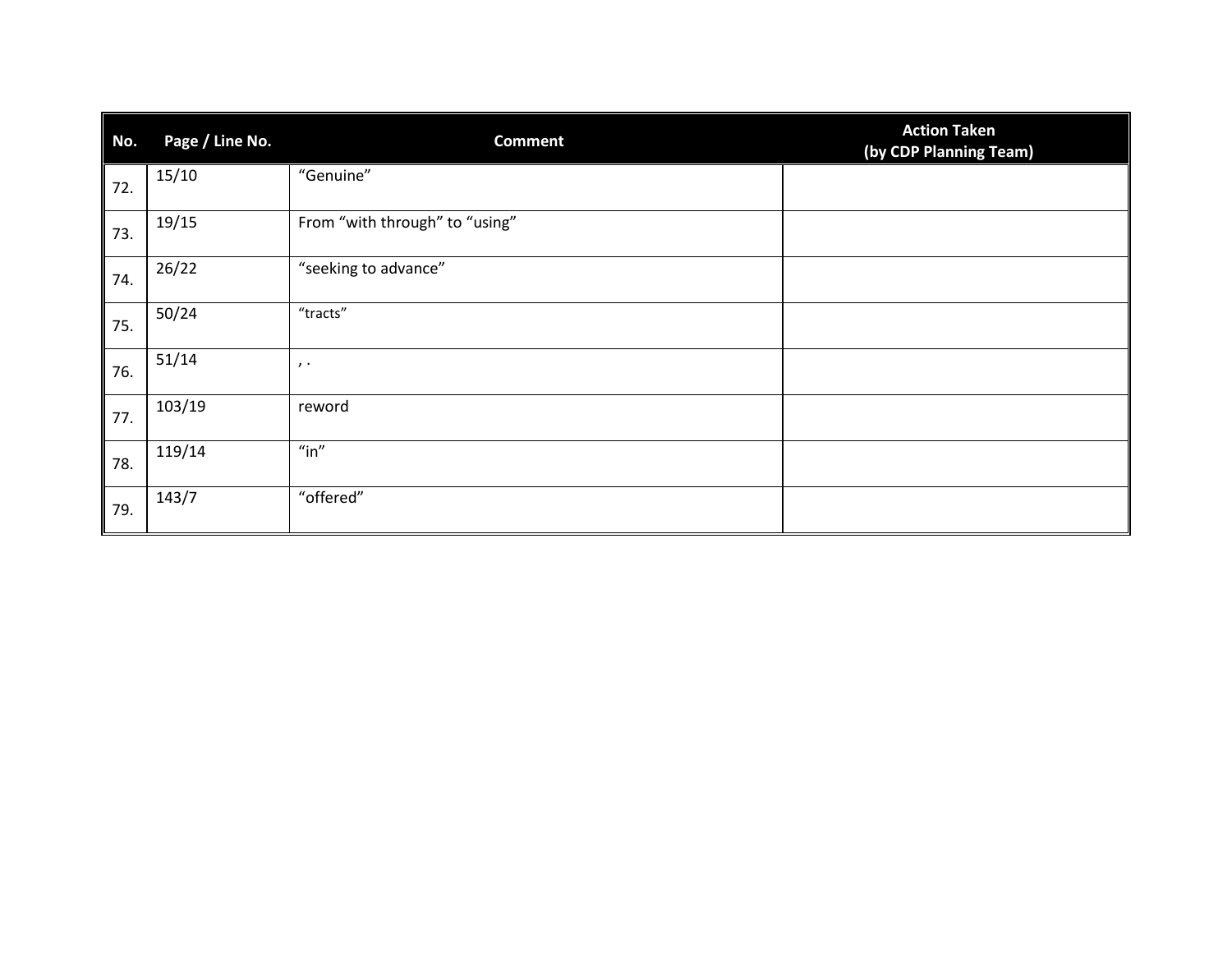| No. | Page / Line No. | Comment | Action Taken (by CDP Planning Team) |
|---|---|---|---|
| 72. | 15/10 | "Genuine" | |
| 73. | 19/15 | From "with through" to "using" | |
| 74. | 26/22 | "seeking to advance" | |
| 75. | 50/24 | "tracts" | |
| 76. | 51/14 | , . | |
| 77. | 103/19 | reword | |
| 78. | 119/14 | "in" | |
| 79. | 143/7 | "offered" | |